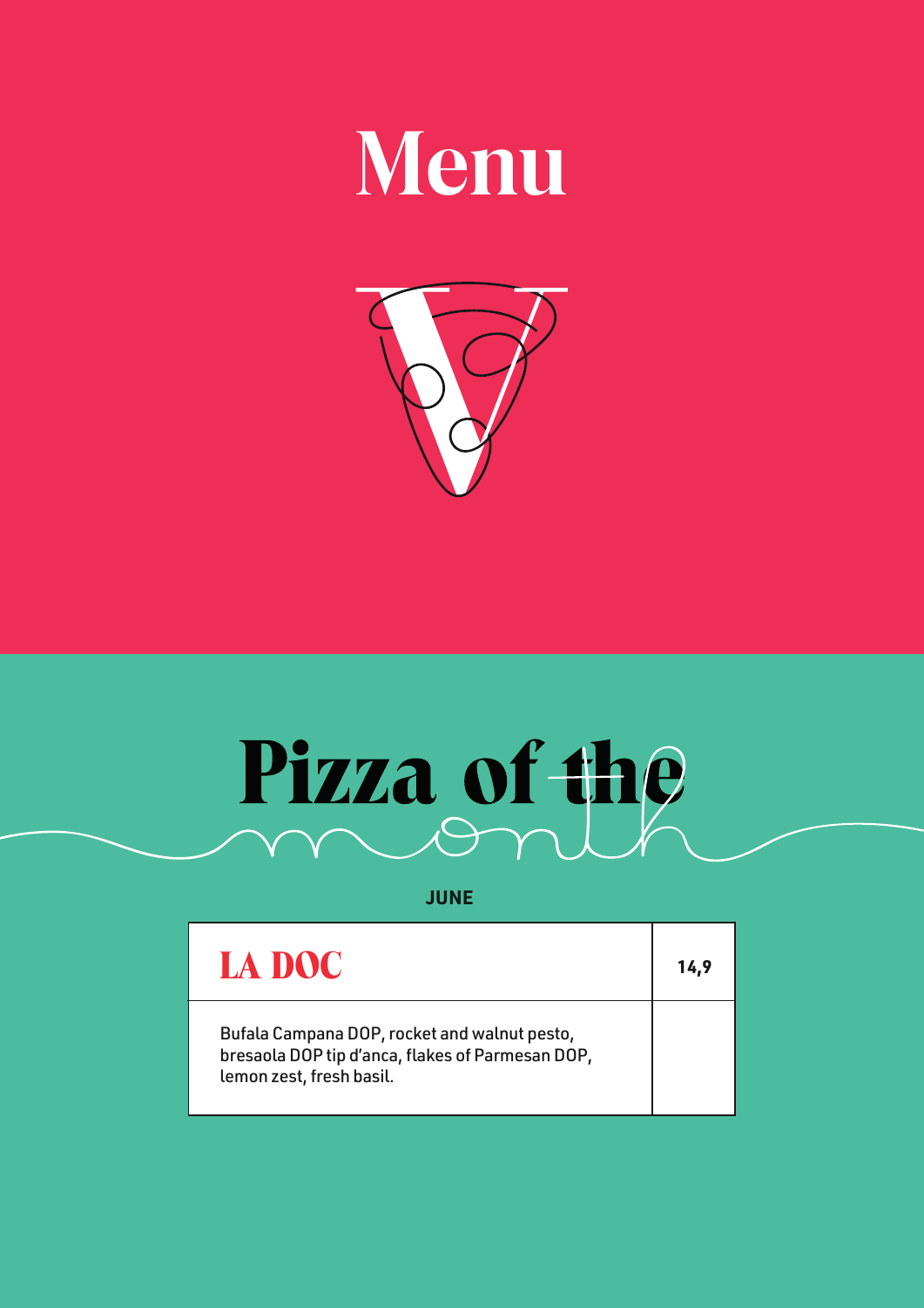# Menu

# Pizza of the month

**JUNE**

| LA DOC | 14,9 |
|---|---|
| Bufala Campana DOP, rocket and walnut pesto, bresaola DOP tip d'anca, flakes of Parmesan DOP, lemon zest, fresh basil. | |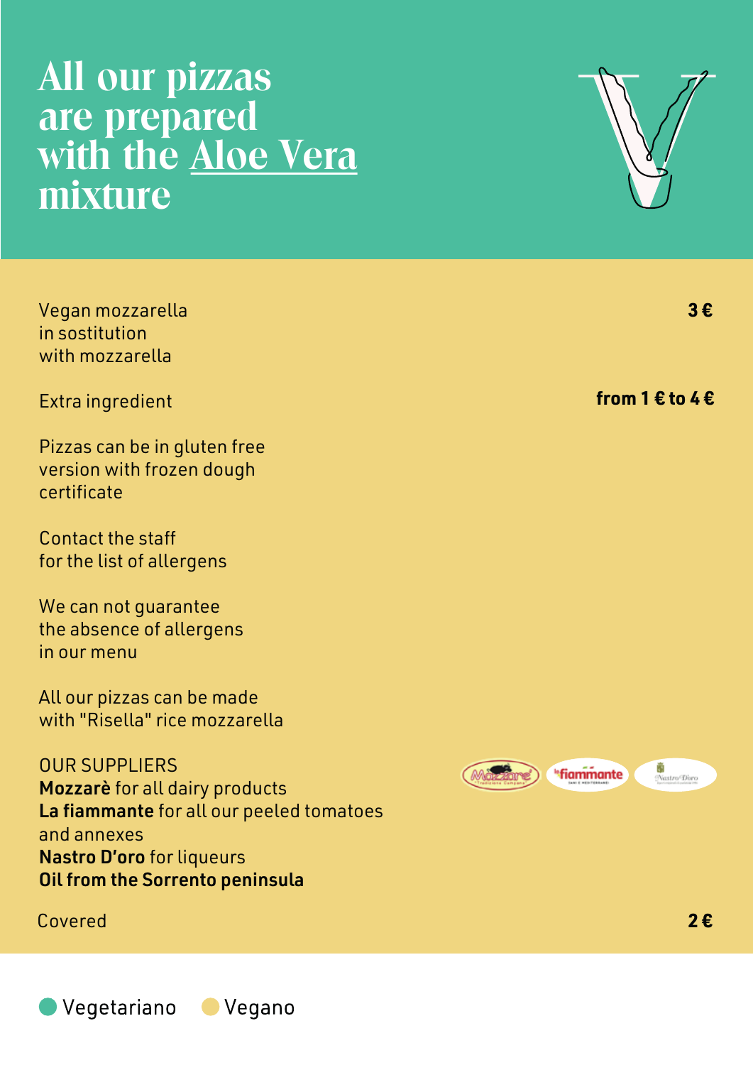# All our pizzas are prepared with the Aloe Vera mixture

Vegan mozzarella in sostitution with mozzarella **3 €**

Extra ingredient **from 1 € to 4 €**

Pizzas can be in gluten free version with frozen dough certificate

Contact the staff for the list of allergens

We can not guarantee the absence of allergens in our menu

All our pizzas can be made with "Risella" rice mozzarella

OUR SUPPLIERS
**Mozzarè** for all dairy products
**La fiammante** for all our peeled tomatoes and annexes
**Nastro D'oro** for liqueurs
**Oil from the Sorrento peninsula**

Covered **2 €**

Vegetariano Vegano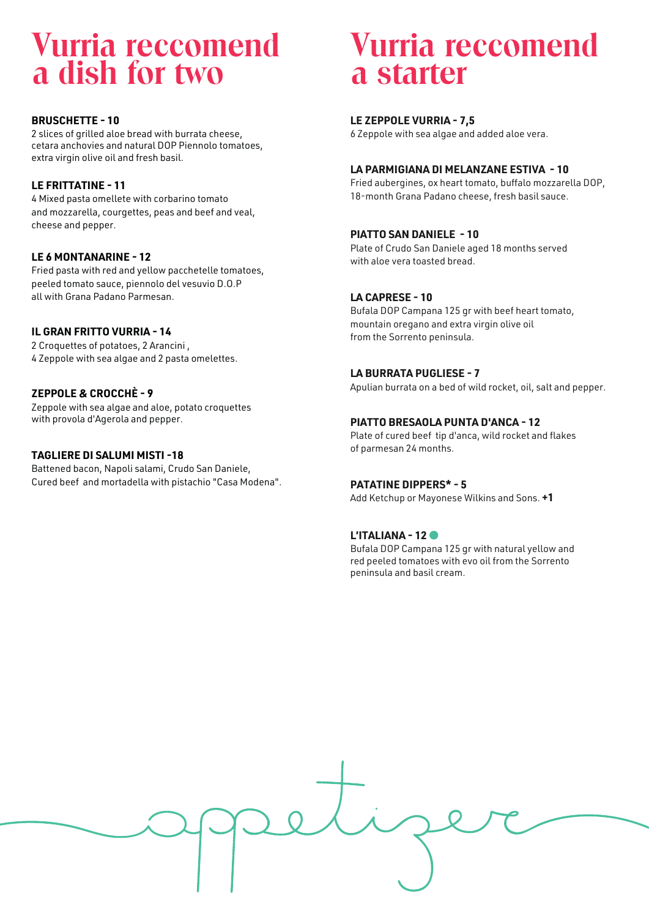# Vurria reccomend a dish for two

**BRUSCHETTE - 10**
2 slices of grilled aloe bread with burrata cheese, cetara anchovies and natural DOP Piennolo tomatoes, extra virgin olive oil and fresh basil.

**LE FRITTATINE - 11**
4 Mixed pasta omellete with corbarino tomato and mozzarella, courgettes, peas and beef and veal, cheese and pepper.

**LE 6 MONTANARINE - 12**
Fried pasta with red and yellow pacchetelle tomatoes, peeled tomato sauce, piennolo del vesuvio D.O.P all with Grana Padano Parmesan.

**IL GRAN FRITTO VURRIA - 14**
2 Croquettes of potatoes, 2 Arancini , 4 Zeppole with sea algae and 2 pasta omelettes.

**ZEPPOLE & CROCCHÈ - 9**
Zeppole with sea algae and aloe, potato croquettes with provola d'Agerola and pepper.

**TAGLIERE DI SALUMI MISTI -18**
Battened bacon, Napoli salami, Crudo San Daniele, Cured beef and mortadella with pistachio "Casa Modena".

# Vurria reccomend a starter

**LE ZEPPOLE VURRIA - 7,5**
6 Zeppole with sea algae and added aloe vera.

**LA PARMIGIANA DI MELANZANE ESTIVA - 10**
Fried aubergines, ox heart tomato, buffalo mozzarella DOP, 18-month Grana Padano cheese, fresh basil sauce.

**PIATTO SAN DANIELE - 10**
Plate of Crudo San Daniele aged 18 months served with aloe vera toasted bread.

**LA CAPRESE - 10**
Bufala DOP Campana 125 gr with beef heart tomato, mountain oregano and extra virgin olive oil from the Sorrento peninsula.

**LA BURRATA PUGLIESE - 7**
Apulian burrata on a bed of wild rocket, oil, salt and pepper.

**PIATTO BRESAOLA PUNTA D'ANCA - 12**
Plate of cured beef tip d'anca, wild rocket and flakes of parmesan 24 months.

**PATATINE DIPPERS* - 5**
Add Ketchup or Mayonese Wilkins and Sons. **+1**

**L'ITALIANA - 12**
Bufala DOP Campana 125 gr with natural yellow and red peeled tomatoes with evo oil from the Sorrento peninsula and basil cream.

appetizers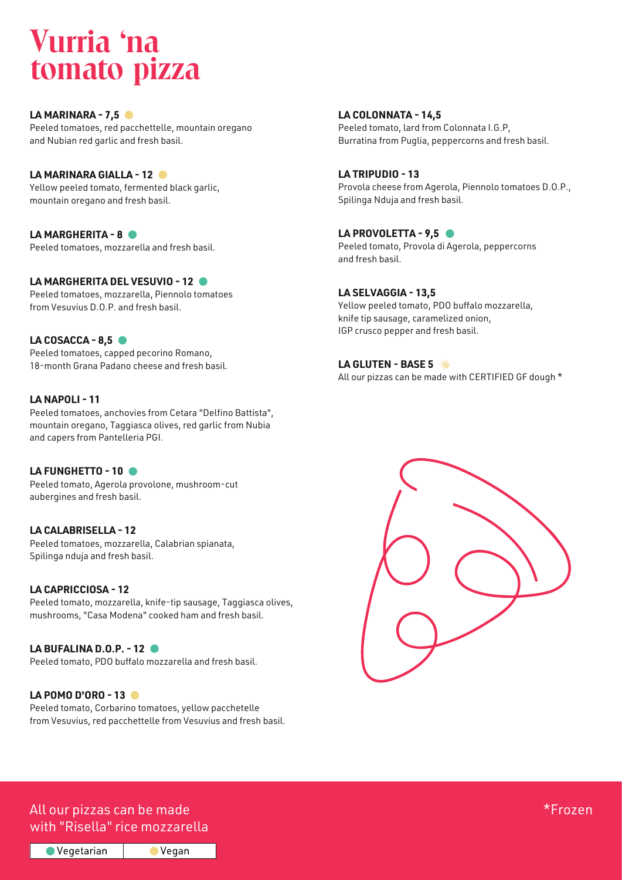# Vurria 'na tomato pizza

**LA MARINARA - 7,5** (Vegan)
Peeled tomatoes, red pacchettelle, mountain oregano and Nubian red garlic and fresh basil.

**LA MARINARA GIALLA - 12** (Vegan)
Yellow peeled tomato, fermented black garlic, mountain oregano and fresh basil.

**LA MARGHERITA - 8** (Vegetarian)
Peeled tomatoes, mozzarella and fresh basil.

**LA MARGHERITA DEL VESUVIO - 12** (Vegetarian)
Peeled tomatoes, mozzarella, Piennolo tomatoes from Vesuvius D.O.P. and fresh basil.

**LA COSACCA - 8,5** (Vegetarian)
Peeled tomatoes, capped pecorino Romano, 18-month Grana Padano cheese and fresh basil.

**LA NAPOLI - 11**
Peeled tomatoes, anchovies from Cetara "Delfino Battista", mountain oregano, Taggiasca olives, red garlic from Nubia and capers from Pantelleria PGI.

**LA FUNGHETTO - 10** (Vegetarian)
Peeled tomato, Agerola provolone, mushroom-cut aubergines and fresh basil.

**LA CALABRISELLA - 12**
Peeled tomatoes, mozzarella, Calabrian spianata, Spilinga nduja and fresh basil.

**LA CAPRICCIOSA - 12**
Peeled tomato, mozzarella, knife-tip sausage, Taggiasca olives, mushrooms, "Casa Modena" cooked ham and fresh basil.

**LA BUFALINA D.O.P. - 12** (Vegetarian)
Peeled tomato, PDO buffalo mozzarella and fresh basil.

**LA POMO D'ORO - 13** (Vegan)
Peeled tomato, Corbarino tomatoes, yellow pacchetelle from Vesuvius, red pacchettelle from Vesuvius and fresh basil.

**LA COLONNATA - 14,5**
Peeled tomato, lard from Colonnata I.G.P, Burratina from Puglia, peppercorns and fresh basil.

**LA TRIPUDIO - 13**
Provola cheese from Agerola, Piennolo tomatoes D.O.P., Spilinga Nduja and fresh basil.

**LA PROVOLETTA - 9,5** (Vegetarian)
Peeled tomato, Provola di Agerola, peppercorns and fresh basil.

**LA SELVAGGIA - 13,5**
Yellow peeled tomato, PDO buffalo mozzarella, knife tip sausage, caramelized onion, IGP crusco pepper and fresh basil.

**LA GLUTEN - BASE 5**
All our pizzas can be made with CERTIFIED GF dough *

All our pizzas can be made with "Risella" rice mozzarella

*Frozen

| Vegetarian | Vegan |
|---|---|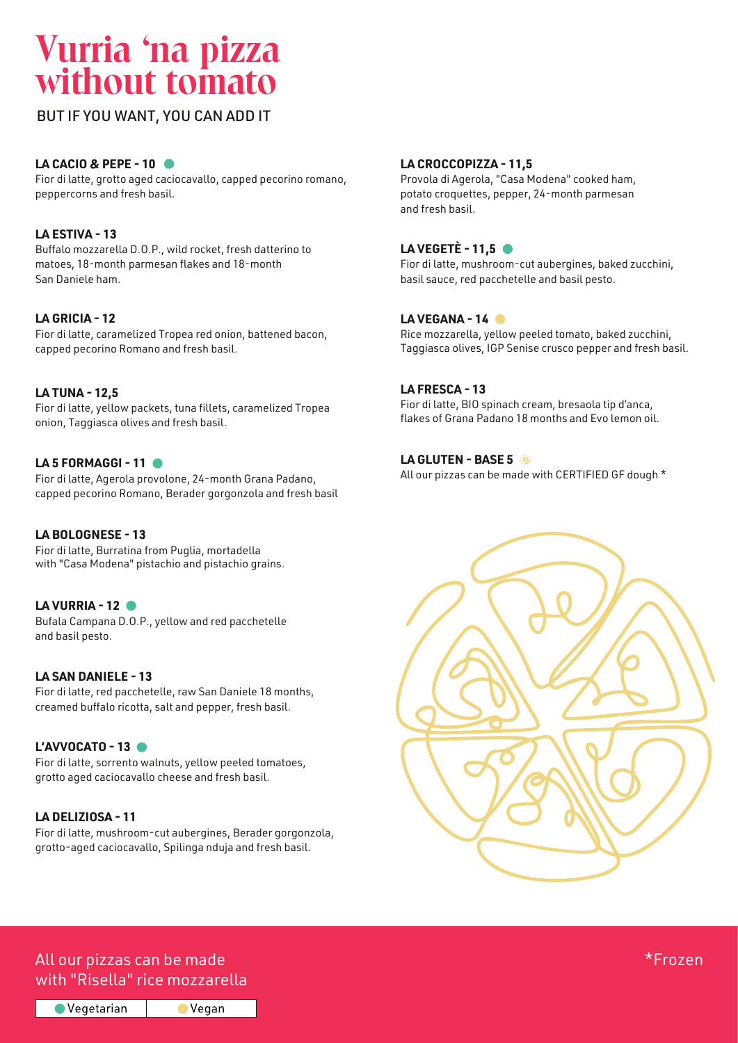# Vurria 'na pizza without tomato

BUT IF YOU WANT, YOU CAN ADD IT

**LA CACIO & PEPE - 10** ● 
Fior di latte, grotto aged caciocavallo, capped pecorino romano, peppercorns and fresh basil.

**LA ESTIVA - 13** 
Buffalo mozzarella D.O.P., wild rocket, fresh datterino to matoes, 18-month parmesan flakes and 18-month San Daniele ham.

**LA GRICIA - 12** 
Fior di latte, caramelized Tropea red onion, battened bacon, capped pecorino Romano and fresh basil.

**LA TUNA - 12,5** 
Fior di latte, yellow packets, tuna fillets, caramelized Tropea onion, Taggiasca olives and fresh basil.

**LA 5 FORMAGGI - 11** ● 
Fior di latte, Agerola provolone, 24-month Grana Padano, capped pecorino Romano, Berader gorgonzola and fresh basil

**LA BOLOGNESE - 13** 
Fior di latte, Burratina from Puglia, mortadella with "Casa Modena" pistachio and pistachio grains.

**LA VURRIA - 12** ● 
Bufala Campana D.O.P., yellow and red pacchetelle and basil pesto.

**LA SAN DANIELE - 13** 
Fior di latte, red pacchetelle, raw San Daniele 18 months, creamed buffalo ricotta, salt and pepper, fresh basil.

**L'AVVOCATO - 13** ● 
Fior di latte, sorrento walnuts, yellow peeled tomatoes, grotto aged caciocavallo cheese and fresh basil.

**LA DELIZIOSA - 11** 
Fior di latte, mushroom-cut aubergines, Berader gorgonzola, grotto-aged caciocavallo, Spilinga nduja and fresh basil.

**LA CROCCOPIZZA - 11,5** 
Provola di Agerola, "Casa Modena" cooked ham, potato croquettes, pepper, 24-month parmesan and fresh basil.

**LA VEGETÈ - 11,5** ● 
Fior di latte, mushroom-cut aubergines, baked zucchini, basil sauce, red pacchetelle and basil pesto.

**LA VEGANA - 14** ● 
Rice mozzarella, yellow peeled tomato, baked zucchini, Taggiasca olives, IGP Senise crusco pepper and fresh basil.

**LA FRESCA - 13** 
Fior di latte, BIO spinach cream, bresaola tip d'anca, flakes of Grana Padano 18 months and Evo lemon oil.

**LA GLUTEN - BASE 5** 
All our pizzas can be made with CERTIFIED GF dough *

All our pizzas can be made with "Risella" rice mozzarella

*Frozen

● Vegetarian | ● Vegan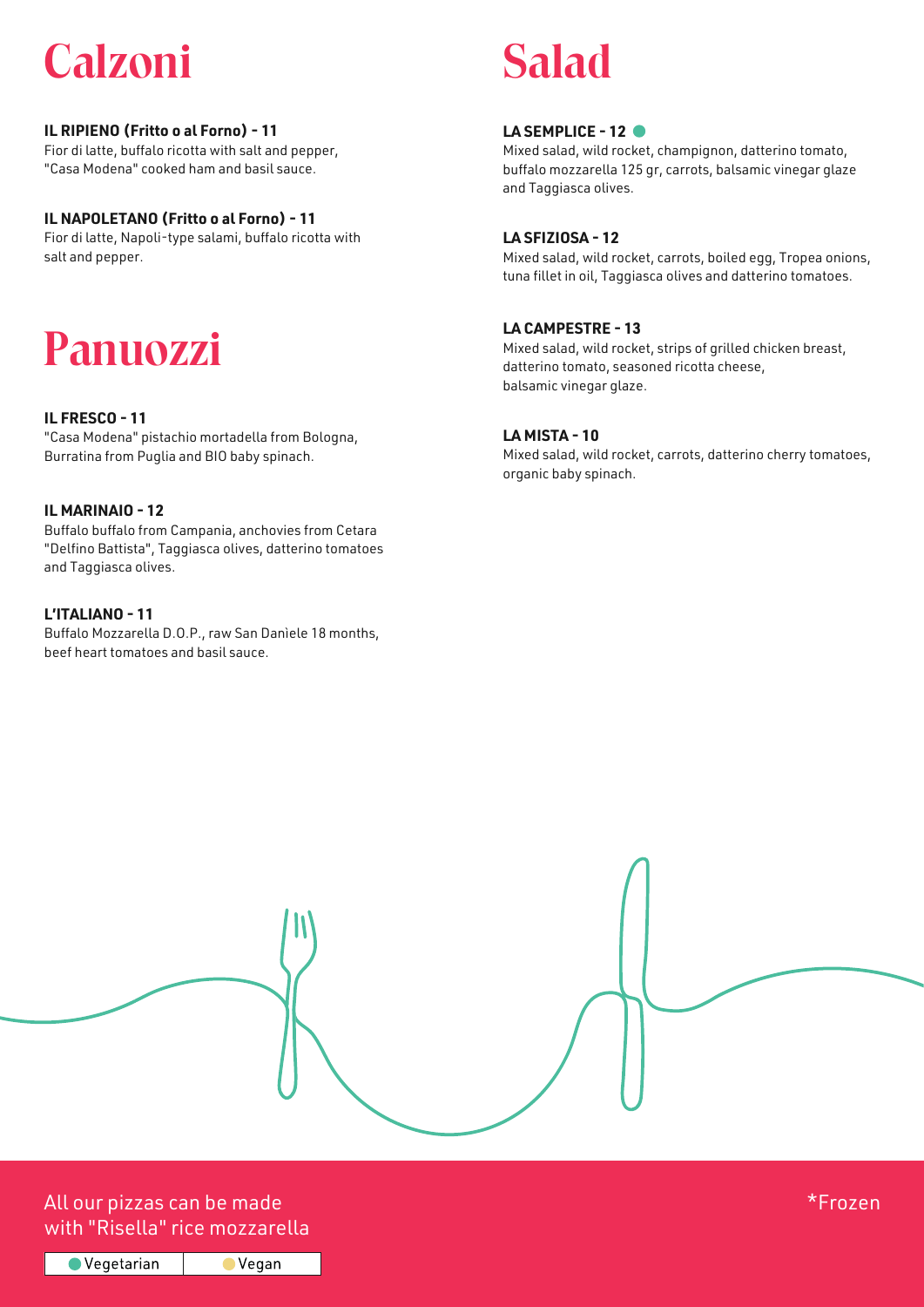# Calzoni

**IL RIPIENO (Fritto o al Forno) - 11**
Fior di latte, buffalo ricotta with salt and pepper, "Casa Modena" cooked ham and basil sauce.

**IL NAPOLETANO (Fritto o al Forno) - 11**
Fior di latte, Napoli-type salami, buffalo ricotta with salt and pepper.

# Panuozzi

**IL FRESCO - 11**
"Casa Modena" pistachio mortadella from Bologna, Burratina from Puglia and BIO baby spinach.

**IL MARINAIO - 12**
Buffalo buffalo from Campania, anchovies from Cetara "Delfino Battista", Taggiasca olives, datterino tomatoes and Taggiasca olives.

**L'ITALIANO - 11**
Buffalo Mozzarella D.O.P., raw San Danìele 18 months, beef heart tomatoes and basil sauce.

# Salad

**LA SEMPLICE - 12** ●
Mixed salad, wild rocket, champignon, datterino tomato, buffalo mozzarella 125 gr, carrots, balsamic vinegar glaze and Taggiasca olives.

**LA SFIZIOSA - 12**
Mixed salad, wild rocket, carrots, boiled egg, Tropea onions, tuna fillet in oil, Taggiasca olives and datterino tomatoes.

**LA CAMPESTRE - 13**
Mixed salad, wild rocket, strips of grilled chicken breast, datterino tomato, seasoned ricotta cheese, balsamic vinegar glaze.

**LA MISTA - 10**
Mixed salad, wild rocket, carrots, datterino cherry tomatoes, organic baby spinach.

All our pizzas can be made with "Risella" rice mozzarella

*Frozen

● Vegetarian | ● Vegan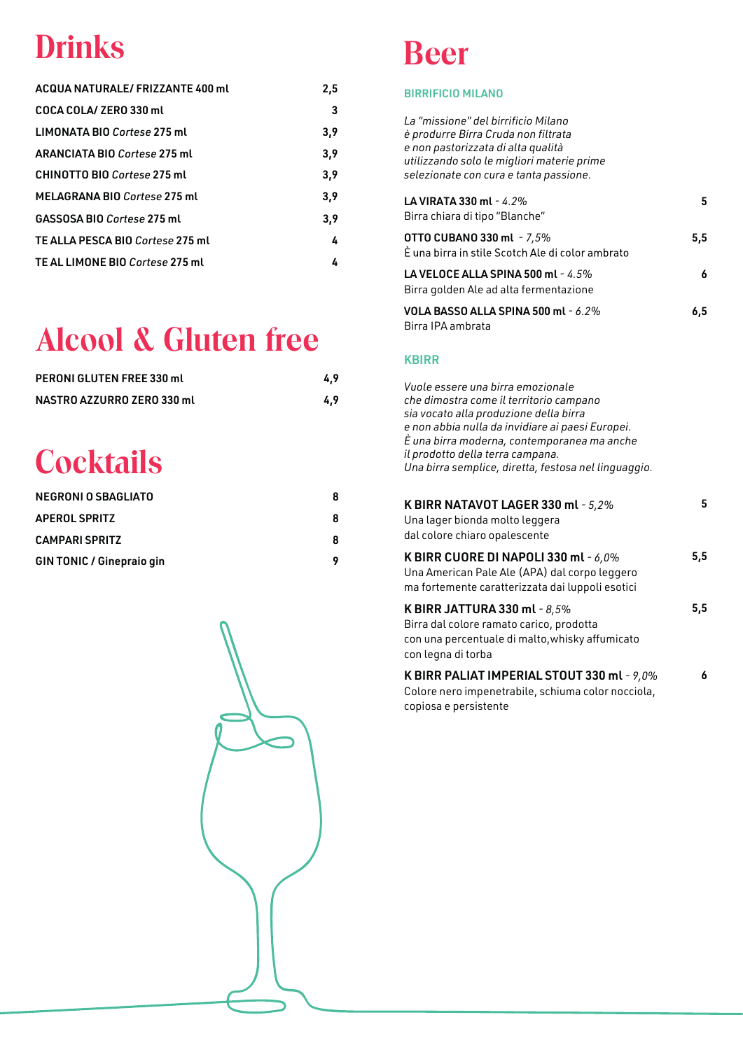# Drinks

| | |
|---|---|
| **ACQUA NATURALE/ FRIZZANTE 400 ml** | **2,5** |
| **COCA COLA/ ZERO 330 ml** | **3** |
| **LIMONATA BIO** ***Cortese*** **275 ml** | **3,9** |
| **ARANCIATA BIO** ***Cortese*** **275 ml** | **3,9** |
| **CHINOTTO BIO** ***Cortese*** **275 ml** | **3,9** |
| **MELAGRANA BIO** ***Cortese*** **275 ml** | **3,9** |
| **GASSOSA BIO** ***Cortese*** **275 ml** | **3,9** |
| **TE ALLA PESCA BIO** ***Cortese*** **275 ml** | **4** |
| **TE AL LIMONE BIO** ***Cortese*** **275 ml** | **4** |

# Alcool & Gluten free

| | |
|---|---|
| **PERONI GLUTEN FREE 330 ml** | **4,9** |
| **NASTRO AZZURRO ZERO 330 ml** | **4,9** |

# Cocktails

| | |
|---|---|
| **NEGRONI O SBAGLIATO** | **8** |
| **APEROL SPRITZ** | **8** |
| **CAMPARI SPRITZ** | **8** |
| **GIN TONIC / Ginepraio gin** | **9** |

# Beer

## BIRRIFICIO MILANO

*La "missione" del birrificio Milano è produrre Birra Cruda non filtrata e non pastorizzata di alta qualità utilizzando solo le migliori materie prime selezionate con cura e tanta passione.*

**LA VIRATA 330 ml** - *4.2%* — **5**
Birra chiara di tipo "Blanche"

**OTTO CUBANO 330 ml** - *7,5%* — **5,5**
È una birra in stile Scotch Ale di color ambrato

**LA VELOCE ALLA SPINA 500 ml** - *4.5%* — **6**
Birra golden Ale ad alta fermentazione

**VOLA BASSO ALLA SPINA 500 ml** - *6.2%* — **6,5**
Birra IPA ambrata

## KBIRR

*Vuole essere una birra emozionale che dimostra come il territorio campano sia vocato alla produzione della birra e non abbia nulla da invidiare ai paesi Europei. È una birra moderna, contemporanea ma anche il prodotto della terra campana. Una birra semplice, diretta, festosa nel linguaggio.*

**K BIRR NATAVOT LAGER 330 ml** - *5,2%* — **5**
Una lager bionda molto leggera dal colore chiaro opalescente

**K BIRR CUORE DI NAPOLI 330 ml** - *6,0%* — **5,5**
Una American Pale Ale (APA) dal corpo leggero ma fortemente caratterizzata dai luppoli esotici

**K BIRR JATTURA 330 ml** - *8,5%* — **5,5**
Birra dal colore ramato carico, prodotta con una percentuale di malto,whisky affumicato con legna di torba

**K BIRR PALIAT IMPERIAL STOUT 330 ml** - *9,0%* — **6**
Colore nero impenetrabile, schiuma color nocciola, copiosa e persistente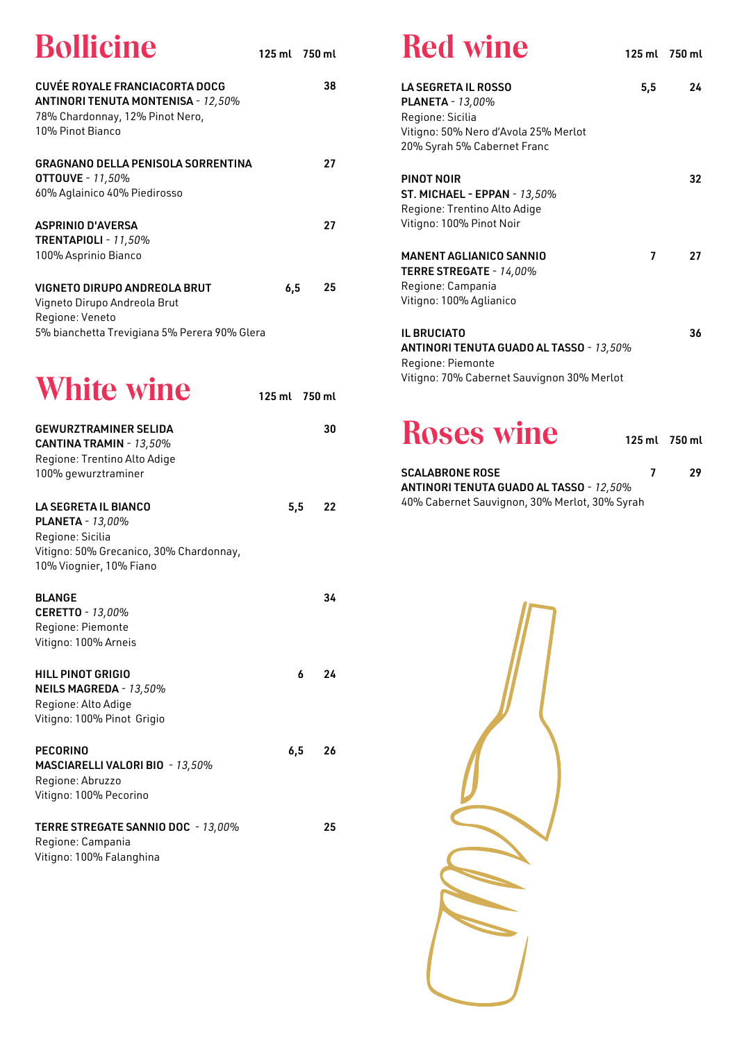# Bollicine

| | 125 ml | 750 ml |
|---|---|---|
| **CUVÉE ROYALE FRANCIACORTA DOCG**<br>**ANTINORI TENUTA MONTENISA** - *12,50%*<br>78% Chardonnay, 12% Pinot Nero, 10% Pinot Bianco | | 38 |
| **GRAGNANO DELLA PENISOLA SORRENTINA**<br>**OTTOUVE** - *11,50%*<br>60% Aglainico 40% Piedirosso | | 27 |
| **ASPRINIO D'AVERSA**<br>**TRENTAPIOLI** - *11,50%*<br>100% Asprinio Bianco | | 27 |
| **VIGNETO DIRUPO ANDREOLA BRUT**<br>Vigneto Dirupo Andreola Brut<br>Regione: Veneto<br>5% bianchetta Trevigiana 5% Perera 90% Glera | 6,5 | 25 |

# White wine

| | 125 ml | 750 ml |
|---|---|---|
| **GEWURZTRAMINER SELIDA**<br>**CANTINA TRAMIN** - *13,50%*<br>Regione: Trentino Alto Adige<br>100% gewurztraminer | | 30 |
| **LA SEGRETA IL BIANCO**<br>**PLANETA** - *13,00%*<br>Regione: Sicilia<br>Vitigno: 50% Grecanico, 30% Chardonnay, 10% Viognier, 10% Fiano | 5,5 | 22 |
| **BLANGE**<br>**CERETTO** - *13,00%*<br>Regione: Piemonte<br>Vitigno: 100% Arneis | | 34 |
| **HILL PINOT GRIGIO**<br>**NEILS MAGREDA** - *13,50%*<br>Regione: Alto Adige<br>Vitigno: 100% Pinot Grigio | 6 | 24 |
| **PECORINO**<br>**MASCIARELLI VALORI BIO** - *13,50%*<br>Regione: Abruzzo<br>Vitigno: 100% Pecorino | 6,5 | 26 |
| **TERRE STREGATE SANNIO DOC** - *13,00%*<br>Regione: Campania<br>Vitigno: 100% Falanghina | | 25 |

# Red wine

| | 125 ml | 750 ml |
|---|---|---|
| **LA SEGRETA IL ROSSO**<br>**PLANETA** - *13,00%*<br>Regione: Sicilia<br>Vitigno: 50% Nero d'Avola 25% Merlot 20% Syrah 5% Cabernet Franc | 5,5 | 24 |
| **PINOT NOIR**<br>**ST. MICHAEL - EPPAN** - *13,50%*<br>Regione: Trentino Alto Adige<br>Vitigno: 100% Pinot Noir | | 32 |
| **MANENT AGLIANICO SANNIO**<br>**TERRE STREGATE** - *14,00%*<br>Regione: Campania<br>Vitigno: 100% Aglianico | 7 | 27 |
| **IL BRUCIATO**<br>**ANTINORI TENUTA GUADO AL TASSO** - *13,50%*<br>Regione: Piemonte<br>Vitigno: 70% Cabernet Sauvignon 30% Merlot | | 36 |

# Roses wine

| | 125 ml | 750 ml |
|---|---|---|
| **SCALABRONE ROSE**<br>**ANTINORI TENUTA GUADO AL TASSO** - *12,50%*<br>40% Cabernet Sauvignon, 30% Merlot, 30% Syrah | 7 | 29 |